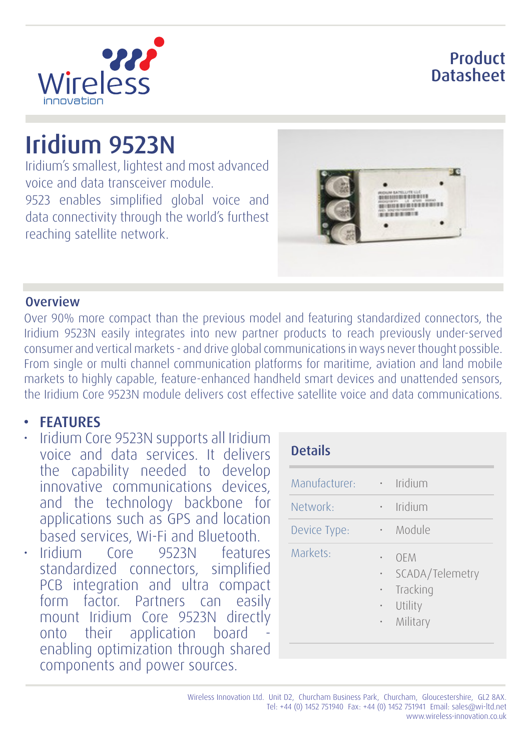Wireless innovation

# Product Datasheet

# Iridium 9523N

Iridium's smallest, lightest and most advanced voice and data transceiver module.
9523 enables simplified global voice and data connectivity through the world's furthest reaching satellite network.

## Overview

Over 90% more compact than the previous model and featuring standardized connectors, the Iridium 9523N easily integrates into new partner products to reach previously under-served consumer and vertical markets - and drive global communications in ways never thought possible. From single or multi channel communication platforms for maritime, aviation and land mobile markets to highly capable, feature-enhanced handheld smart devices and unattended sensors, the Iridium Core 9523N module delivers cost effective satellite voice and data communications.

## FEATURES

- Iridium Core 9523N supports all Iridium voice and data services. It delivers the capability needed to develop innovative communications devices, and the technology backbone for applications such as GPS and location based services, Wi-Fi and Bluetooth.
- Iridium Core 9523N features standardized connectors, simplified PCB integration and ultra compact form factor. Partners can easily mount Iridium Core 9523N directly onto their application board - enabling optimization through shared components and power sources.

### Details

| | |
|---|---|
| Manufacturer: | • Iridium |
| Network: | • Iridium |
| Device Type: | • Module |
| Markets: | • OEM<br>• SCADA/Telemetry<br>• Tracking<br>• Utility<br>• Military |

Wireless Innovation Ltd. Unit D2, Churcham Business Park, Churcham, Gloucestershire, GL2 8AX.
Tel: +44 (0) 1452 751940 Fax: +44 (0) 1452 751941 Email: sales@wi-ltd.net
www.wireless-innovation.co.uk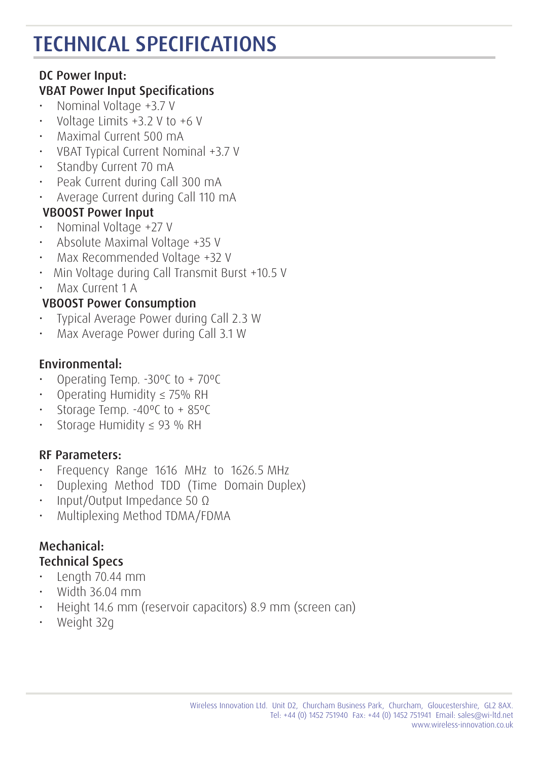# TECHNICAL SPECIFICATIONS

### DC Power Input:

### VBAT Power Input Specifications

- Nominal Voltage +3.7 V
- Voltage Limits +3.2 V to +6 V
- Maximal Current 500 mA
- VBAT Typical Current Nominal +3.7 V
- Standby Current 70 mA
- Peak Current during Call 300 mA
- Average Current during Call 110 mA

### VBOOST Power Input

- Nominal Voltage +27 V
- Absolute Maximal Voltage +35 V
- Max Recommended Voltage +32 V
- Min Voltage during Call Transmit Burst +10.5 V
- Max Current 1 A

### VBOOST Power Consumption

- Typical Average Power during Call 2.3 W
- Max Average Power during Call 3.1 W

### Environmental:

- Operating Temp. -30ºC to + 70ºC
- Operating Humidity ≤ 75% RH
- Storage Temp. -40ºC to + 85ºC
- Storage Humidity ≤ 93 % RH

### RF Parameters:

- Frequency Range 1616 MHz to 1626.5 MHz
- Duplexing Method TDD (Time Domain Duplex)
- Input/Output Impedance 50 Ω
- Multiplexing Method TDMA/FDMA

### Mechanical:

### Technical Specs

- Length 70.44 mm
- Width 36.04 mm
- Height 14.6 mm (reservoir capacitors) 8.9 mm (screen can)
- Weight 32g

Wireless Innovation Ltd. Unit D2, Churcham Business Park, Churcham, Gloucestershire, GL2 8AX.
Tel: +44 (0) 1452 751940 Fax: +44 (0) 1452 751941 Email: sales@wi-ltd.net
www.wireless-innovation.co.uk